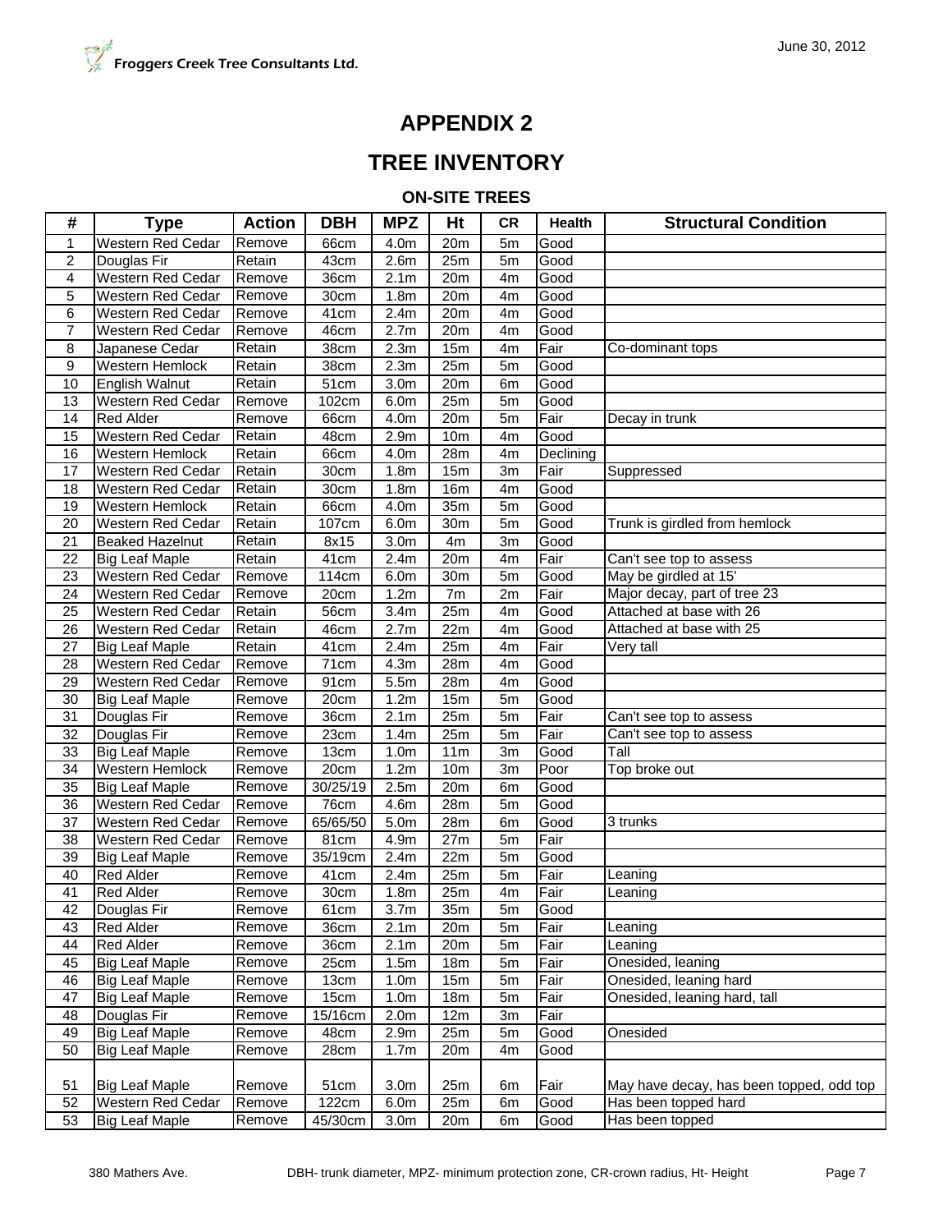# APPENDIX 2

# TREE INVENTORY

### ON-SITE TREES

| # | Type | Action | DBH | MPZ | Ht | CR | Health | Structural Condition |
|---|---|---|---|---|---|---|---|---|
| 1 | Western Red Cedar | Remove | 66cm | 4.0m | 20m | 5m | Good | |
| 2 | Douglas Fir | Retain | 43cm | 2.6m | 25m | 5m | Good | |
| 4 | Western Red Cedar | Remove | 36cm | 2.1m | 20m | 4m | Good | |
| 5 | Western Red Cedar | Remove | 30cm | 1.8m | 20m | 4m | Good | |
| 6 | Western Red Cedar | Remove | 41cm | 2.4m | 20m | 4m | Good | |
| 7 | Western Red Cedar | Remove | 46cm | 2.7m | 20m | 4m | Good | |
| 8 | Japanese Cedar | Retain | 38cm | 2.3m | 15m | 4m | Fair | Co-dominant tops |
| 9 | Western Hemlock | Retain | 38cm | 2.3m | 25m | 5m | Good | |
| 10 | English Walnut | Retain | 51cm | 3.0m | 20m | 6m | Good | |
| 13 | Western Red Cedar | Remove | 102cm | 6.0m | 25m | 5m | Good | |
| 14 | Red Alder | Remove | 66cm | 4.0m | 20m | 5m | Fair | Decay in trunk |
| 15 | Western Red Cedar | Retain | 48cm | 2.9m | 10m | 4m | Good | |
| 16 | Western Hemlock | Retain | 66cm | 4.0m | 28m | 4m | Declining | |
| 17 | Western Red Cedar | Retain | 30cm | 1.8m | 15m | 3m | Fair | Suppressed |
| 18 | Western Red Cedar | Retain | 30cm | 1.8m | 16m | 4m | Good | |
| 19 | Western Hemlock | Retain | 66cm | 4.0m | 35m | 5m | Good | |
| 20 | Western Red Cedar | Retain | 107cm | 6.0m | 30m | 5m | Good | Trunk is girdled from hemlock |
| 21 | Beaked Hazelnut | Retain | 8x15 | 3.0m | 4m | 3m | Good | |
| 22 | Big Leaf Maple | Retain | 41cm | 2.4m | 20m | 4m | Fair | Can't see top to assess |
| 23 | Western Red Cedar | Remove | 114cm | 6.0m | 30m | 5m | Good | May be girdled at 15' |
| 24 | Western Red Cedar | Remove | 20cm | 1.2m | 7m | 2m | Fair | Major decay, part of tree 23 |
| 25 | Western Red Cedar | Retain | 56cm | 3.4m | 25m | 4m | Good | Attached at base with 26 |
| 26 | Western Red Cedar | Retain | 46cm | 2.7m | 22m | 4m | Good | Attached at base with 25 |
| 27 | Big Leaf Maple | Retain | 41cm | 2.4m | 25m | 4m | Fair | Very tall |
| 28 | Western Red Cedar | Remove | 71cm | 4.3m | 28m | 4m | Good | |
| 29 | Western Red Cedar | Remove | 91cm | 5.5m | 28m | 4m | Good | |
| 30 | Big Leaf Maple | Remove | 20cm | 1.2m | 15m | 5m | Good | |
| 31 | Douglas Fir | Remove | 36cm | 2.1m | 25m | 5m | Fair | Can't see top to assess |
| 32 | Douglas Fir | Remove | 23cm | 1.4m | 25m | 5m | Fair | Can't see top to assess |
| 33 | Big Leaf Maple | Remove | 13cm | 1.0m | 11m | 3m | Good | Tall |
| 34 | Western Hemlock | Remove | 20cm | 1.2m | 10m | 3m | Poor | Top broke out |
| 35 | Big Leaf Maple | Remove | 30/25/19 | 2.5m | 20m | 6m | Good | |
| 36 | Western Red Cedar | Remove | 76cm | 4.6m | 28m | 5m | Good | |
| 37 | Western Red Cedar | Remove | 65/65/50 | 5.0m | 28m | 6m | Good | 3 trunks |
| 38 | Western Red Cedar | Remove | 81cm | 4.9m | 27m | 5m | Fair | |
| 39 | Big Leaf Maple | Remove | 35/19cm | 2.4m | 22m | 5m | Good | |
| 40 | Red Alder | Remove | 41cm | 2.4m | 25m | 5m | Fair | Leaning |
| 41 | Red Alder | Remove | 30cm | 1.8m | 25m | 4m | Fair | Leaning |
| 42 | Douglas Fir | Remove | 61cm | 3.7m | 35m | 5m | Good | |
| 43 | Red Alder | Remove | 36cm | 2.1m | 20m | 5m | Fair | Leaning |
| 44 | Red Alder | Remove | 36cm | 2.1m | 20m | 5m | Fair | Leaning |
| 45 | Big Leaf Maple | Remove | 25cm | 1.5m | 18m | 5m | Fair | Onesided, leaning |
| 46 | Big Leaf Maple | Remove | 13cm | 1.0m | 15m | 5m | Fair | Onesided, leaning hard |
| 47 | Big Leaf Maple | Remove | 15cm | 1.0m | 18m | 5m | Fair | Onesided, leaning hard, tall |
| 48 | Douglas Fir | Remove | 15/16cm | 2.0m | 12m | 3m | Fair | |
| 49 | Big Leaf Maple | Remove | 48cm | 2.9m | 25m | 5m | Good | Onesided |
| 50 | Big Leaf Maple | Remove | 28cm | 1.7m | 20m | 4m | Good | |
| 51 | Big Leaf Maple | Remove | 51cm | 3.0m | 25m | 6m | Fair | May have decay, has been topped, odd top |
| 52 | Western Red Cedar | Remove | 122cm | 6.0m | 25m | 6m | Good | Has been topped hard |
| 53 | Big Leaf Maple | Remove | 45/30cm | 3.0m | 20m | 6m | Good | Has been topped |

DBH- trunk diameter, MPZ- minimum protection zone, CR-crown radius, Ht- Height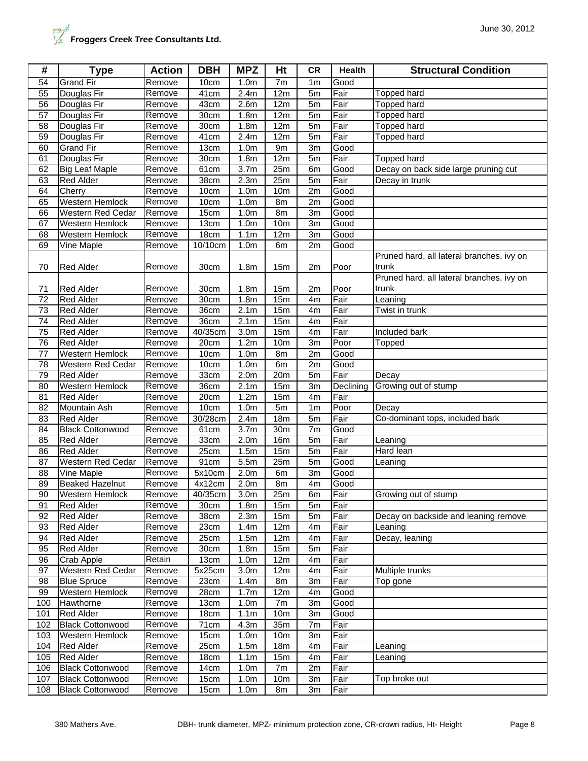| # | Type | Action | DBH | MPZ | Ht | CR | Health | Structural Condition |
|---|---|---|---|---|---|---|---|---|
| 54 | Grand Fir | Remove | 10cm | 1.0m | 7m | 1m | Good | |
| 55 | Douglas Fir | Remove | 41cm | 2.4m | 12m | 5m | Fair | Topped hard |
| 56 | Douglas Fir | Remove | 43cm | 2.6m | 12m | 5m | Fair | Topped hard |
| 57 | Douglas Fir | Remove | 30cm | 1.8m | 12m | 5m | Fair | Topped hard |
| 58 | Douglas Fir | Remove | 30cm | 1.8m | 12m | 5m | Fair | Topped hard |
| 59 | Douglas Fir | Remove | 41cm | 2.4m | 12m | 5m | Fair | Topped hard |
| 60 | Grand Fir | Remove | 13cm | 1.0m | 9m | 3m | Good | |
| 61 | Douglas Fir | Remove | 30cm | 1.8m | 12m | 5m | Fair | Topped hard |
| 62 | Big Leaf Maple | Remove | 61cm | 3.7m | 25m | 6m | Good | Decay on back side large pruning cut |
| 63 | Red Alder | Remove | 38cm | 2.3m | 25m | 5m | Fair | Decay in trunk |
| 64 | Cherry | Remove | 10cm | 1.0m | 10m | 2m | Good | |
| 65 | Western Hemlock | Remove | 10cm | 1.0m | 8m | 2m | Good | |
| 66 | Western Red Cedar | Remove | 15cm | 1.0m | 8m | 3m | Good | |
| 67 | Western Hemlock | Remove | 13cm | 1.0m | 10m | 3m | Good | |
| 68 | Western Hemlock | Remove | 18cm | 1.1m | 12m | 3m | Good | |
| 69 | Vine Maple | Remove | 10/10cm | 1.0m | 6m | 2m | Good | |
| 70 | Red Alder | Remove | 30cm | 1.8m | 15m | 2m | Poor | Pruned hard, all lateral branches, ivy on trunk |
| 71 | Red Alder | Remove | 30cm | 1.8m | 15m | 2m | Poor | Pruned hard, all lateral branches, ivy on trunk |
| 72 | Red Alder | Remove | 30cm | 1.8m | 15m | 4m | Fair | Leaning |
| 73 | Red Alder | Remove | 36cm | 2.1m | 15m | 4m | Fair | Twist in trunk |
| 74 | Red Alder | Remove | 36cm | 2.1m | 15m | 4m | Fair | |
| 75 | Red Alder | Remove | 40/35cm | 3.0m | 15m | 4m | Fair | Included bark |
| 76 | Red Alder | Remove | 20cm | 1.2m | 10m | 3m | Poor | Topped |
| 77 | Western Hemlock | Remove | 10cm | 1.0m | 8m | 2m | Good | |
| 78 | Western Red Cedar | Remove | 10cm | 1.0m | 6m | 2m | Good | |
| 79 | Red Alder | Remove | 33cm | 2.0m | 20m | 5m | Fair | Decay |
| 80 | Western Hemlock | Remove | 36cm | 2.1m | 15m | 3m | Declining | Growing out of stump |
| 81 | Red Alder | Remove | 20cm | 1.2m | 15m | 4m | Fair | |
| 82 | Mountain Ash | Remove | 10cm | 1.0m | 5m | 1m | Poor | Decay |
| 83 | Red Alder | Remove | 30/28cm | 2.4m | 18m | 5m | Fair | Co-dominant tops, included bark |
| 84 | Black Cottonwood | Remove | 61cm | 3.7m | 30m | 7m | Good | |
| 85 | Red Alder | Remove | 33cm | 2.0m | 16m | 5m | Fair | Leaning |
| 86 | Red Alder | Remove | 25cm | 1.5m | 15m | 5m | Fair | Hard lean |
| 87 | Western Red Cedar | Remove | 91cm | 5.5m | 25m | 5m | Good | Leaning |
| 88 | Vine Maple | Remove | 5x10cm | 2.0m | 6m | 3m | Good | |
| 89 | Beaked Hazelnut | Remove | 4x12cm | 2.0m | 8m | 4m | Good | |
| 90 | Western Hemlock | Remove | 40/35cm | 3.0m | 25m | 6m | Fair | Growing out of stump |
| 91 | Red Alder | Remove | 30cm | 1.8m | 15m | 5m | Fair | |
| 92 | Red Alder | Remove | 38cm | 2.3m | 15m | 5m | Fair | Decay on backside and leaning remove |
| 93 | Red Alder | Remove | 23cm | 1.4m | 12m | 4m | Fair | Leaning |
| 94 | Red Alder | Remove | 25cm | 1.5m | 12m | 4m | Fair | Decay, leaning |
| 95 | Red Alder | Remove | 30cm | 1.8m | 15m | 5m | Fair | |
| 96 | Crab Apple | Retain | 13cm | 1.0m | 12m | 4m | Fair | |
| 97 | Western Red Cedar | Remove | 5x25cm | 3.0m | 12m | 4m | Fair | Multiple trunks |
| 98 | Blue Spruce | Remove | 23cm | 1.4m | 8m | 3m | Fair | Top gone |
| 99 | Western Hemlock | Remove | 28cm | 1.7m | 12m | 4m | Good | |
| 100 | Hawthorne | Remove | 13cm | 1.0m | 7m | 3m | Good | |
| 101 | Red Alder | Remove | 18cm | 1.1m | 10m | 3m | Good | |
| 102 | Black Cottonwood | Remove | 71cm | 4.3m | 35m | 7m | Fair | |
| 103 | Western Hemlock | Remove | 15cm | 1.0m | 10m | 3m | Fair | |
| 104 | Red Alder | Remove | 25cm | 1.5m | 18m | 4m | Fair | Leaning |
| 105 | Red Alder | Remove | 18cm | 1.1m | 15m | 4m | Fair | Leaning |
| 106 | Black Cottonwood | Remove | 14cm | 1.0m | 7m | 2m | Fair | |
| 107 | Black Cottonwood | Remove | 15cm | 1.0m | 10m | 3m | Fair | Top broke out |
| 108 | Black Cottonwood | Remove | 15cm | 1.0m | 8m | 3m | Fair | |

DBH- trunk diameter, MPZ- minimum protection zone, CR-crown radius, Ht- Height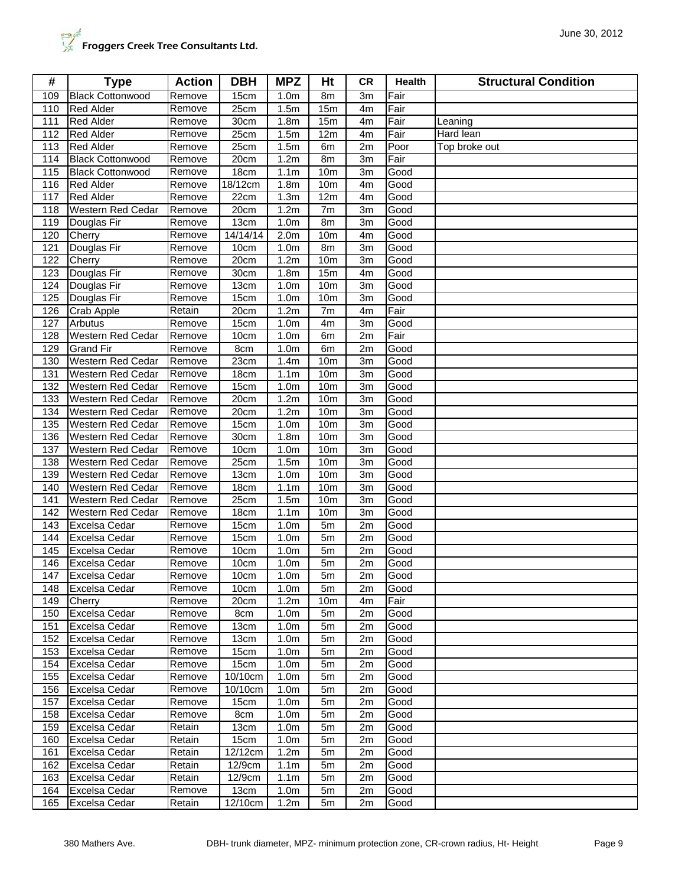| # | Type | Action | DBH | MPZ | Ht | CR | Health | Structural Condition |
|---|---|---|---|---|---|---|---|---|
| 109 | Black Cottonwood | Remove | 15cm | 1.0m | 8m | 3m | Fair | |
| 110 | Red Alder | Remove | 25cm | 1.5m | 15m | 4m | Fair | |
| 111 | Red Alder | Remove | 30cm | 1.8m | 15m | 4m | Fair | Leaning |
| 112 | Red Alder | Remove | 25cm | 1.5m | 12m | 4m | Fair | Hard lean |
| 113 | Red Alder | Remove | 25cm | 1.5m | 6m | 2m | Poor | Top broke out |
| 114 | Black Cottonwood | Remove | 20cm | 1.2m | 8m | 3m | Fair | |
| 115 | Black Cottonwood | Remove | 18cm | 1.1m | 10m | 3m | Good | |
| 116 | Red Alder | Remove | 18/12cm | 1.8m | 10m | 4m | Good | |
| 117 | Red Alder | Remove | 22cm | 1.3m | 12m | 4m | Good | |
| 118 | Western Red Cedar | Remove | 20cm | 1.2m | 7m | 3m | Good | |
| 119 | Douglas Fir | Remove | 13cm | 1.0m | 8m | 3m | Good | |
| 120 | Cherry | Remove | 14/14/14 | 2.0m | 10m | 4m | Good | |
| 121 | Douglas Fir | Remove | 10cm | 1.0m | 8m | 3m | Good | |
| 122 | Cherry | Remove | 20cm | 1.2m | 10m | 3m | Good | |
| 123 | Douglas Fir | Remove | 30cm | 1.8m | 15m | 4m | Good | |
| 124 | Douglas Fir | Remove | 13cm | 1.0m | 10m | 3m | Good | |
| 125 | Douglas Fir | Remove | 15cm | 1.0m | 10m | 3m | Good | |
| 126 | Crab Apple | Retain | 20cm | 1.2m | 7m | 4m | Fair | |
| 127 | Arbutus | Remove | 15cm | 1.0m | 4m | 3m | Good | |
| 128 | Western Red Cedar | Remove | 10cm | 1.0m | 6m | 2m | Fair | |
| 129 | Grand Fir | Remove | 8cm | 1.0m | 6m | 2m | Good | |
| 130 | Western Red Cedar | Remove | 23cm | 1.4m | 10m | 3m | Good | |
| 131 | Western Red Cedar | Remove | 18cm | 1.1m | 10m | 3m | Good | |
| 132 | Western Red Cedar | Remove | 15cm | 1.0m | 10m | 3m | Good | |
| 133 | Western Red Cedar | Remove | 20cm | 1.2m | 10m | 3m | Good | |
| 134 | Western Red Cedar | Remove | 20cm | 1.2m | 10m | 3m | Good | |
| 135 | Western Red Cedar | Remove | 15cm | 1.0m | 10m | 3m | Good | |
| 136 | Western Red Cedar | Remove | 30cm | 1.8m | 10m | 3m | Good | |
| 137 | Western Red Cedar | Remove | 10cm | 1.0m | 10m | 3m | Good | |
| 138 | Western Red Cedar | Remove | 25cm | 1.5m | 10m | 3m | Good | |
| 139 | Western Red Cedar | Remove | 13cm | 1.0m | 10m | 3m | Good | |
| 140 | Western Red Cedar | Remove | 18cm | 1.1m | 10m | 3m | Good | |
| 141 | Western Red Cedar | Remove | 25cm | 1.5m | 10m | 3m | Good | |
| 142 | Western Red Cedar | Remove | 18cm | 1.1m | 10m | 3m | Good | |
| 143 | Excelsa Cedar | Remove | 15cm | 1.0m | 5m | 2m | Good | |
| 144 | Excelsa Cedar | Remove | 15cm | 1.0m | 5m | 2m | Good | |
| 145 | Excelsa Cedar | Remove | 10cm | 1.0m | 5m | 2m | Good | |
| 146 | Excelsa Cedar | Remove | 10cm | 1.0m | 5m | 2m | Good | |
| 147 | Excelsa Cedar | Remove | 10cm | 1.0m | 5m | 2m | Good | |
| 148 | Excelsa Cedar | Remove | 10cm | 1.0m | 5m | 2m | Good | |
| 149 | Cherry | Remove | 20cm | 1.2m | 10m | 4m | Fair | |
| 150 | Excelsa Cedar | Remove | 8cm | 1.0m | 5m | 2m | Good | |
| 151 | Excelsa Cedar | Remove | 13cm | 1.0m | 5m | 2m | Good | |
| 152 | Excelsa Cedar | Remove | 13cm | 1.0m | 5m | 2m | Good | |
| 153 | Excelsa Cedar | Remove | 15cm | 1.0m | 5m | 2m | Good | |
| 154 | Excelsa Cedar | Remove | 15cm | 1.0m | 5m | 2m | Good | |
| 155 | Excelsa Cedar | Remove | 10/10cm | 1.0m | 5m | 2m | Good | |
| 156 | Excelsa Cedar | Remove | 10/10cm | 1.0m | 5m | 2m | Good | |
| 157 | Excelsa Cedar | Remove | 15cm | 1.0m | 5m | 2m | Good | |
| 158 | Excelsa Cedar | Remove | 8cm | 1.0m | 5m | 2m | Good | |
| 159 | Excelsa Cedar | Retain | 13cm | 1.0m | 5m | 2m | Good | |
| 160 | Excelsa Cedar | Retain | 15cm | 1.0m | 5m | 2m | Good | |
| 161 | Excelsa Cedar | Retain | 12/12cm | 1.2m | 5m | 2m | Good | |
| 162 | Excelsa Cedar | Retain | 12/9cm | 1.1m | 5m | 2m | Good | |
| 163 | Excelsa Cedar | Retain | 12/9cm | 1.1m | 5m | 2m | Good | |
| 164 | Excelsa Cedar | Remove | 13cm | 1.0m | 5m | 2m | Good | |
| 165 | Excelsa Cedar | Retain | 12/10cm | 1.2m | 5m | 2m | Good | |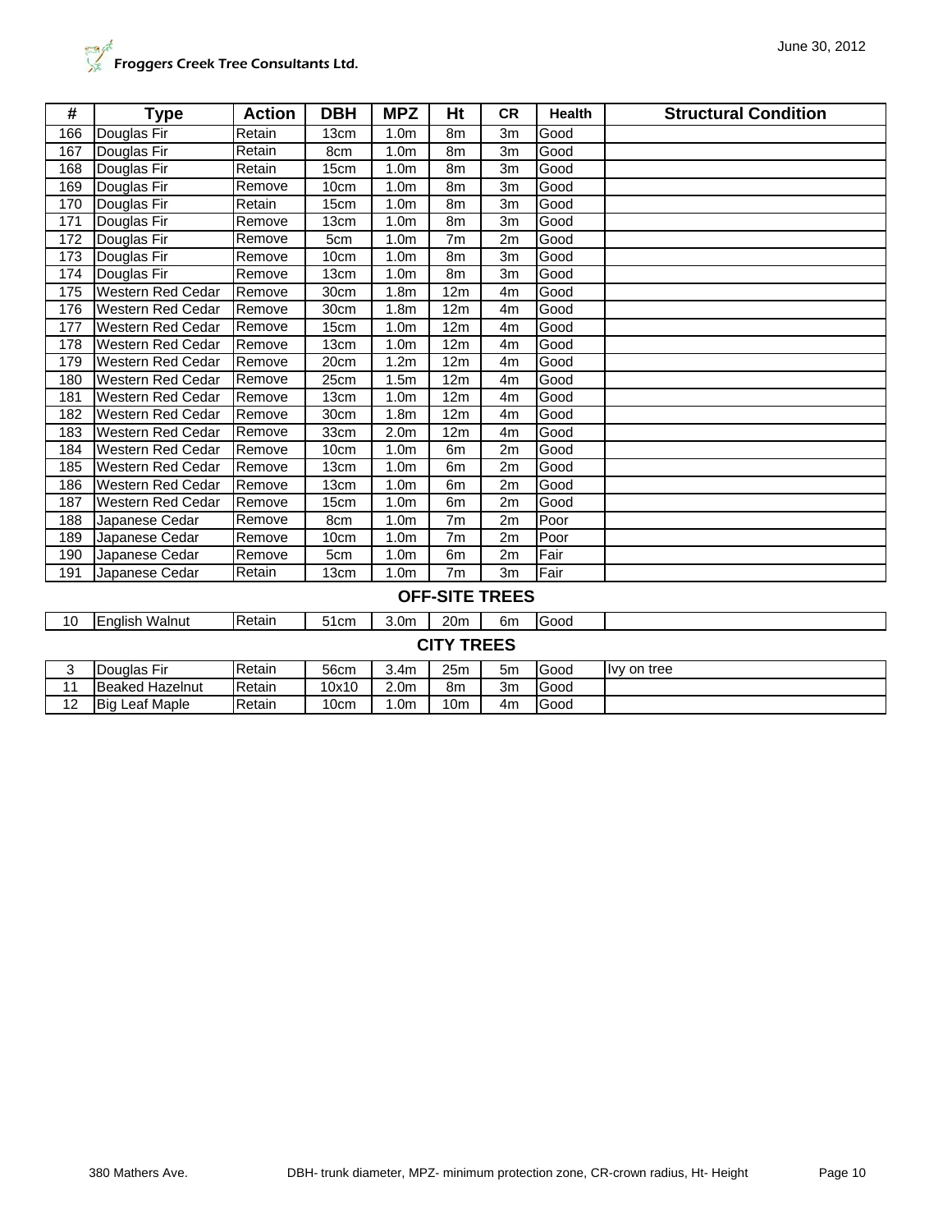| # | Type | Action | DBH | MPZ | Ht | CR | Health | Structural Condition |
|---|---|---|---|---|---|---|---|---|
| 166 | Douglas Fir | Retain | 13cm | 1.0m | 8m | 3m | Good | |
| 167 | Douglas Fir | Retain | 8cm | 1.0m | 8m | 3m | Good | |
| 168 | Douglas Fir | Retain | 15cm | 1.0m | 8m | 3m | Good | |
| 169 | Douglas Fir | Remove | 10cm | 1.0m | 8m | 3m | Good | |
| 170 | Douglas Fir | Retain | 15cm | 1.0m | 8m | 3m | Good | |
| 171 | Douglas Fir | Remove | 13cm | 1.0m | 8m | 3m | Good | |
| 172 | Douglas Fir | Remove | 5cm | 1.0m | 7m | 2m | Good | |
| 173 | Douglas Fir | Remove | 10cm | 1.0m | 8m | 3m | Good | |
| 174 | Douglas Fir | Remove | 13cm | 1.0m | 8m | 3m | Good | |
| 175 | Western Red Cedar | Remove | 30cm | 1.8m | 12m | 4m | Good | |
| 176 | Western Red Cedar | Remove | 30cm | 1.8m | 12m | 4m | Good | |
| 177 | Western Red Cedar | Remove | 15cm | 1.0m | 12m | 4m | Good | |
| 178 | Western Red Cedar | Remove | 13cm | 1.0m | 12m | 4m | Good | |
| 179 | Western Red Cedar | Remove | 20cm | 1.2m | 12m | 4m | Good | |
| 180 | Western Red Cedar | Remove | 25cm | 1.5m | 12m | 4m | Good | |
| 181 | Western Red Cedar | Remove | 13cm | 1.0m | 12m | 4m | Good | |
| 182 | Western Red Cedar | Remove | 30cm | 1.8m | 12m | 4m | Good | |
| 183 | Western Red Cedar | Remove | 33cm | 2.0m | 12m | 4m | Good | |
| 184 | Western Red Cedar | Remove | 10cm | 1.0m | 6m | 2m | Good | |
| 185 | Western Red Cedar | Remove | 13cm | 1.0m | 6m | 2m | Good | |
| 186 | Western Red Cedar | Remove | 13cm | 1.0m | 6m | 2m | Good | |
| 187 | Western Red Cedar | Remove | 15cm | 1.0m | 6m | 2m | Good | |
| 188 | Japanese Cedar | Remove | 8cm | 1.0m | 7m | 2m | Poor | |
| 189 | Japanese Cedar | Remove | 10cm | 1.0m | 7m | 2m | Poor | |
| 190 | Japanese Cedar | Remove | 5cm | 1.0m | 6m | 2m | Fair | |
| 191 | Japanese Cedar | Retain | 13cm | 1.0m | 7m | 3m | Fair | |
| | | | | **OFF-SITE TREES** | | | | |
| 10 | English Walnut | Retain | 51cm | 3.0m | 20m | 6m | Good | |
| | | | | **CITY TREES** | | | | |
| 3 | Douglas Fir | Retain | 56cm | 3.4m | 25m | 5m | Good | Ivy on tree |
| 11 | Beaked Hazelnut | Retain | 10x10 | 2.0m | 8m | 3m | Good | |
| 12 | Big Leaf Maple | Retain | 10cm | 1.0m | 10m | 4m | Good | |

DBH- trunk diameter, MPZ- minimum protection zone, CR-crown radius, Ht- Height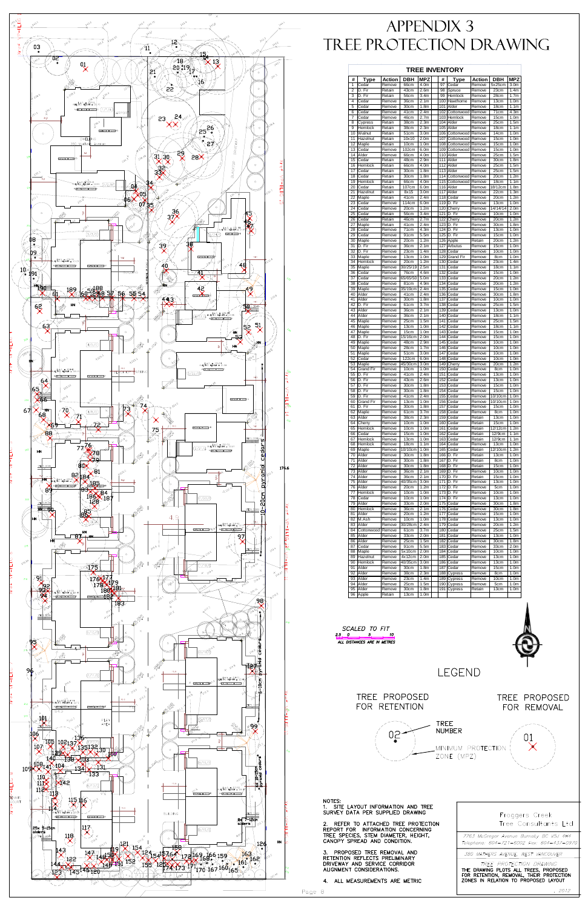# APPENDIX 3
# TREE PROTECTION DRAWING

**TREE INVENTORY**

| # | Type | Action | DBH | MPZ | # | Type | Action | DBH | MPZ |
|---|---|---|---|---|---|---|---|---|---|
| 1 | Cedar | Remove | 66cm | 4.0m | 97 | Cedar | Remove | 5x25cm | 3.0m |
| 2 | D. Fir | Retain | 43cm | 2.6m | 98 | Spruce | Remove | 25cm | 1.4m |
| 3 | D. Fir | Retain | 56cm | 3.4m | 99 | Hemlock | Remove | 28cm | 1.7m |
| 4 | Cedar | Remove | 36cm | 2.1m | 100 | Hawthorne | Remove | 23cm | 1.4m |
| 5 | Cedar | Remove | 30cm | 1.8m | 101 | Alder | Remove | 18cm | 1.1m |
| 6 | Cedar | Remove | 41cm | 2.4m | 102 | Cottonwood | Remove | 71cm | 4.3m |
| 7 | Cedar | Remove | 46cm | 2.7m | 103 | Hemlock | Remove | 15cm | 1.0m |
| 8 | Cypress | Retain | 38cm | 2.3m | 104 | Alder | Remove | 25cm | 1.5m |
| 9 | Hemlock | Retain | 38cm | 2.3m | 105 | Alder | Remove | 18cm | 1.1m |
| 10 | Walnut | Retain | 51cm | 3.0m | 106 | Cottonwood | Remove | 14cm | 1.0m |
| 11 | Hazelnut | Retain | 10x10 | 2.0m | 107 | Cottonwood | Remove | 15cm | 1.0m |
| 12 | Maple | Retain | 10cm | 1.0m | 108 | Cottonwood | Remove | 15cm | 1.0m |
| 13 | Cedar | Retain | 102cm | 6.0m | 109 | Cottonwood | Remove | 15cm | 1.0m |
| 14 | Alder | Remove | 66cm | 4.0m | 110 | Alder | Remove | 25cm | 1.5m |
| 15 | Cedar | Retain | 48cm | 2.9m | 111 | Alder | Remove | 30cm | 1.8m |
| 16 | Hemlock | Retain | 66cm | 4.0m | 112 | Alder | Remove | 25cm | 1.5m |
| 17 | Cedar | Retain | 30cm | 1.8m | 113 | Alder | Remove | 25cm | 1.5m |
| 18 | Cedar | Retain | 30cm | 1.8m | 114 | Cottonwood | Remove | 20cm | 1.2m |
| 19 | Hemlock | Retain | 66cm | 4.0m | 115 | Cottonwood | Remove | 18cm | 1.1m |
| 20 | Cedar | Retain | 107cm | 6.0m | 116 | Alder | Remove | 18/12cm | 1.8m |
| 21 | Hazelnut | Retain | 8x15 | 3.0m | 117 | Alder | Remove | 22cm | 1.3m |
| 22 | Maple | Retain | 41cm | 2.4m | 118 | Cedar | Remove | 20cm | 1.2m |
| 23 | Cedar | Remove | 114cm | 6.0m | 119 | D. Fir | Remove | 13cm | 1.0m |
| 24 | Cedar | Remove | 20cm | 1.2m | 120 | Cherry | Remove | 14/14/14 | 2.0m |
| 25 | Cedar | Retain | 56cm | 3.4m | 121 | D. Fir | Remove | 10cm | 1.0m |
| 26 | Cedar | Retain | 46cm | 2.7m | 122 | Cherry | Remove | 20cm | 1.2m |
| 27 | Maple | Retain | 41cm | 2.4m | 123 | D. Fir | Remove | 30cm | 1.8m |
| 28 | Cedar | Remove | 71cm | 4.3m | 124 | D. Fir | Remove | 13cm | 1.0m |
| 29 | Cedar | Remove | 91cm | 5.5m | 125 | D. Fir | Remove | 15cm | 1.0m |
| 30 | Maple | Remove | 20cm | 1.2m | 126 | Apple | Retain | 20cm | 1.2m |
| 31 | D. Fir | Remove | 36cm | 2.1m | 127 | Arbutus | Remove | 15cm | 1.0m |
| 32 | D. Fir | Remove | 23cm | 1.4m | 128 | Cedar | Remove | 20cm | 1.2m |
| 33 | Maple | Remove | 13cm | 1.0m | 129 | Grand Fir | Remove | 8cm | 1.0m |
| 34 | Hemlock | Remove | 20cm | 1.2m | 130 | Cedar | Remove | 23cm | 1.4m |
| 35 | Maple | Remove | 30/25/19 | 2.5m | 131 | Cedar | Remove | 18cm | 1.1m |
| 36 | Cedar | Remove | 76cm | 4.6m | 132 | Cedar | Remove | 15cm | 1.0m |
| 37 | Cedar | Remove | 65/65/50 | 5.0m | 133 | Cedar | Remove | 15cm | 1.0m |
| 38 | Cedar | Remove | 81cm | 4.9m | 134 | Cedar | Remove | 20cm | 1.2m |
| 39 | Maple | Remove | 35/19cm | 2.4m | 135 | Cedar | Remove | 15cm | 1.0m |
| 40 | Alder | Remove | 41cm | 2.4m | 136 | Cedar | Remove | 30cm | 1.8m |
| 41 | Alder | Remove | 30cm | 1.8m | 137 | Cedar | Remove | 10cm | 1.0m |
| 42 | D. Fir | Remove | 61cm | 3.7m | 138 | Cedar | Remove | 25cm | 1.5m |
| 43 | Alder | Remove | 36cm | 2.1m | 139 | Cedar | Remove | 13cm | 1.0m |
| 44 | Alder | Remove | 36cm | 2.1m | 140 | Cedar | Remove | 18cm | 1.1m |
| 45 | Maple | Remove | 25cm | 1.5m | 141 | Cedar | Remove | 25cm | 1.5m |
| 46 | Maple | Remove | 13cm | 1.0m | 142 | Cedar | Remove | 18cm | 1.1m |
| 47 | Maple | Remove | 15cm | 1.0m | 143 | Cedar | Remove | 15cm | 1.0m |
| 48 | D. Fir | Remove | 15/18cm | 2.0m | 144 | Cedar | Remove | 15cm | 1.0m |
| 49 | Maple | Remove | 48cm | 2.9m | 145 | Cedar | Remove | 10cm | 1.0m |
| 50 | Maple | Remove | 28cm | 1.7m | 146 | Cedar | Remove | 10cm | 1.0m |
| 51 | Maple | Remove | 51cm | 3.0m | 147 | Cedar | Remove | 10cm | 1.0m |
| 52 | Cedar | Remove | 122cm | 6.0m | 148 | Cedar | Remove | 10cm | 1.0m |
| 53 | Maple | Remove | 45/30cm | 3.0m | 149 | Cherry | Remove | 20cm | 1.2m |
| 54 | Grand Fir | Remove | 10cm | 1.0m | 150 | Cedar | Remove | 8cm | 1.0m |
| 55 | D. Fir | Remove | 41cm | 2.4m | 151 | Cedar | Remove | 13cm | 1.0m |
| 56 | D. Fir | Remove | 43cm | 2.6m | 152 | Cedar | Remove | 13cm | 1.0m |
| 57 | D. Fir | Remove | 30cm | 1.8m | 153 | Cedar | Remove | 15cm | 1.0m |
| 58 | D. Fir | Remove | 30cm | 1.8m | 154 | Cedar | Remove | 15cm | 1.0m |
| 59 | D. Fir | Remove | 41cm | 2.4m | 155 | Cedar | Remove | 10/10cm | 1.0m |
| 60 | Grand Fir | Remove | 13cm | 1.0m | 156 | Cedar | Remove | 10/10cm | 1.0m |
| 61 | D. Fir | Remove | 30cm | 1.8m | 157 | Cedar | Remove | 15cm | 1.0m |
| 62 | Maple | Remove | 61cm | 3.7m | 158 | Cedar | Remove | 8cm | 1.0m |
| 63 | Alder | Remove | 38cm | 2.3m | 159 | Cedar | Retain | 13cm | 1.0m |
| 64 | Cherry | Remove | 10cm | 1.0m | 160 | Cedar | Retain | 15cm | 1.0m |
| 65 | Hemlock | Remove | 10cm | 1.0m | 161 | Cedar | Retain | 12/12cm | 1.2m |
| 66 | Cedar | Remove | 15cm | 1.0m | 162 | Cedar | Retain | 12/9cm | 1.1m |
| 67 | Hemlock | Remove | 13cm | 1.0m | 163 | Cedar | Retain | 12/9cm | 1.1m |
| 68 | Hemlock | Remove | 18cm | 1.1m | 164 | Cedar | Remove | 13cm | 1.0m |
| 69 | Maple | Remove | 10/10cm | 1.0m | 165 | Cedar | Retain | 12/10cm | 1.2m |
| 70 | Alder | Remove | 30cm | 1.8m | 166 | D. Fir | Retain | 13cm | 1.0m |
| 71 | Alder | Remove | 30cm | 1.8m | 167 | D. Fir | Retain | 8cm | 1.0m |
| 72 | Alder | Remove | 30cm | 1.8m | 168 | D. Fir | Retain | 13cm | 1.0m |
| 73 | Alder | Remove | 36cm | 2.1m | 169 | D. Fir | Remove | 10cm | 1.0m |
| 74 | Alder | Remove | 36cm | 2.1m | 170 | D. Fir | Retain | 15cm | 1.0m |
| 75 | Alder | Remove | 40/35cm | 3.0m | 171 | D. Fir | Remove | 13cm | 1.0m |
| 76 | Alder | Remove | 20cm | 1.2m | 172 | D. Fir | Remove | 5cm | 1.0m |
| 77 | Hemlock | Remove | 10cm | 1.0m | 173 | D. Fir | Remove | 10cm | 1.0m |
| 78 | Cedar | Remove | 10cm | 1.0m | 174 | D. Fir | Remove | 13cm | 1.0m |
| 79 | Alder | Remove | 33cm | 2.0m | 175 | Cedar | Remove | 30cm | 1.8m |
| 80 | Hemlock | Remove | 36cm | 2.1m | 176 | Cedar | Remove | 30cm | 1.8m |
| 81 | Alder | Remove | 20cm | 1.2m | 177 | Cedar | Remove | 15cm | 1.0m |
| 82 | M.Ash | Remove | 10cm | 1.0m | 178 | Cedar | Remove | 13cm | 1.0m |
| 83 | Alder | Remove | 30/28cm | 2.4m | 179 | Cedar | Remove | 20cm | 1.2m |
| 84 | Cottonwood | Remove | 61cm | 3.7m | 180 | Cedar | Remove | 25cm | 1.5m |
| 85 | Alder | Remove | 33cm | 2.0m | 181 | Cedar | Remove | 13cm | 1.0m |
| 86 | Alder | Remove | 25cm | 1.5m | 182 | Cedar | Remove | 30cm | 1.8m |
| 87 | Cedar | Remove | 91cm | 5.5m | 183 | Cedar | Remove | 33cm | 2.0m |
| 88 | Maple | Remove | 5x10cm | 2.0m | 184 | Cedar | Remove | 10cm | 1.0m |
| 89 | Hazelnut | Remove | 4x12cm | 2.0m | 185 | Cedar | Remove | 13cm | 1.0m |
| 90 | Hemlock | Remove | 40/35cm | 3.0m | 186 | Cedar | Remove | 13cm | 1.0m |
| 91 | Alder | Remove | 30cm | 1.8m | 187 | Cedar | Remove | 15cm | 1.0m |
| 92 | Alder | Remove | 38cm | 2.3m | 188 | Cypress | Remove | 8cm | 1.0m |
| 93 | Alder | Remove | 23cm | 1.4m | 189 | Cypress | Remove | 10cm | 1.0m |
| 94 | Alder | Remove | 25cm | 1.5m | 190 | Cypress | Remove | 5cm | 1.0m |
| 95 | Alder | Remove | 30cm | 1.8m | 191 | Cypress | Retain | 13cm | 1.0m |
| 96 | Apple | Retain | 13cm | 1.0m | | | | | |

SCALED TO FIT
2.5 0 5 10
ALL DISTANCES ARE IN METRES

## LEGEND

TREE PROPOSED FOR RETENTION — 02 — TREE NUMBER — MINIMUM PROTECTION ZONE (MPZ)

TREE PROPOSED FOR REMOVAL — 01

NOTES:

1. SITE LAYOUT INFORMATION AND TREE SURVEY DATA PER SUPPLIED DRAWING
2. REFER TO ATTACHED TREE PROTECTION REPORT FOR INFORMATION CONCERNING TREE SPECIES, STEM DIAMETER, HEIGHT, CANOPY SPREAD AND CONDITION.
3. PROPOSED TREE REMOVAL AND RETENTION REFLECTS PRELIMINARY DRIVEWAY AND SERVICE CORRIDOR ALIGNMENT CONSIDERATIONS.
4. ALL MEASUREMENTS ARE METRIC

Froggers Creek Tree Consultants Ltd
7763 McGregor Avenue Burnaby BC V5J 4H4
Telephone: 604-721-6002 Fax: 604-437-0970

380 MATHERS AVENUE, WEST VANCOUVER

TREE PROTECTION DRAWING
THE DRAWING PLOTS ALL TREES, PROPOSED FOR RETENTION, REMOVAL, THEIR PROTECTION ZONES IN RELATION TO PROPOSED LAYOUT

, 2017